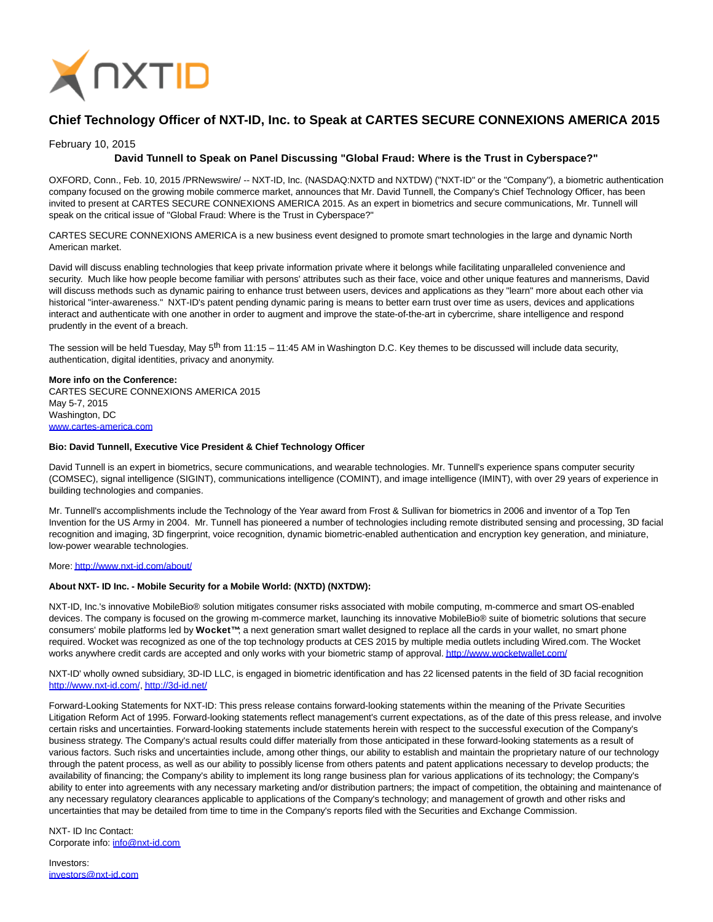# Chief Technology Officer of NXT-ID, Inc. to Speak at CARTES SECURE CONNEXIONS AMERICA 2015

February 10, 2015

**David Tunnell to Speak on Panel Discussing "Global Fraud: Where is the Trust in Cyberspace?"**

OXFORD, Conn., Feb. 10, 2015 /PRNewswire/ -- NXT-ID, Inc. (NASDAQ:NXTD and NXTDW) ("NXT-ID" or the "Company"), a biometric authentication company focused on the growing mobile commerce market, announces that Mr. David Tunnell, the Company's Chief Technology Officer, has been invited to present at CARTES SECURE CONNEXIONS AMERICA 2015. As an expert in biometrics and secure communications, Mr. Tunnell will speak on the critical issue of "Global Fraud: Where is the Trust in Cyberspace?"

CARTES SECURE CONNEXIONS AMERICA is a new business event designed to promote smart technologies in the large and dynamic North American market.

David will discuss enabling technologies that keep private information private where it belongs while facilitating unparalleled convenience and security. Much like how people become familiar with persons' attributes such as their face, voice and other unique features and mannerisms, David will discuss methods such as dynamic pairing to enhance trust between users, devices and applications as they "learn" more about each other via historical "inter-awareness." NXT-ID's patent pending dynamic paring is means to better earn trust over time as users, devices and applications interact and authenticate with one another in order to augment and improve the state-of-the-art in cybercrime, share intelligence and respond prudently in the event of a breach.

The session will be held Tuesday, May 5th from 11:15 – 11:45 AM in Washington D.C. Key themes to be discussed will include data security, authentication, digital identities, privacy and anonymity.

**More info on the Conference:**
CARTES SECURE CONNEXIONS AMERICA 2015
May 5-7, 2015
Washington, DC
www.cartes-america.com

**Bio: David Tunnell, Executive Vice President & Chief Technology Officer**

David Tunnell is an expert in biometrics, secure communications, and wearable technologies. Mr. Tunnell's experience spans computer security (COMSEC), signal intelligence (SIGINT), communications intelligence (COMINT), and image intelligence (IMINT), with over 29 years of experience in building technologies and companies.

Mr. Tunnell's accomplishments include the Technology of the Year award from Frost & Sullivan for biometrics in 2006 and inventor of a Top Ten Invention for the US Army in 2004. Mr. Tunnell has pioneered a number of technologies including remote distributed sensing and processing, 3D facial recognition and imaging, 3D fingerprint, voice recognition, dynamic biometric-enabled authentication and encryption key generation, and miniature, low-power wearable technologies.

More: http://www.nxt-id.com/about/

**About NXT- ID Inc. - Mobile Security for a Mobile World: (NXTD) (NXTDW):**

NXT-ID, Inc.'s innovative MobileBio® solution mitigates consumer risks associated with mobile computing, m-commerce and smart OS-enabled devices. The company is focused on the growing m-commerce market, launching its innovative MobileBio® suite of biometric solutions that secure consumers' mobile platforms led by **Wocket™**; a next generation smart wallet designed to replace all the cards in your wallet, no smart phone required. Wocket was recognized as one of the top technology products at CES 2015 by multiple media outlets including Wired.com. The Wocket works anywhere credit cards are accepted and only works with your biometric stamp of approval. http://www.wocketwallet.com/

NXT-ID' wholly owned subsidiary, 3D-ID LLC, is engaged in biometric identification and has 22 licensed patents in the field of 3D facial recognition http://www.nxt-id.com/, http://3d-id.net/

Forward-Looking Statements for NXT-ID: This press release contains forward-looking statements within the meaning of the Private Securities Litigation Reform Act of 1995. Forward-looking statements reflect management's current expectations, as of the date of this press release, and involve certain risks and uncertainties. Forward-looking statements include statements herein with respect to the successful execution of the Company's business strategy. The Company's actual results could differ materially from those anticipated in these forward-looking statements as a result of various factors. Such risks and uncertainties include, among other things, our ability to establish and maintain the proprietary nature of our technology through the patent process, as well as our ability to possibly license from others patents and patent applications necessary to develop products; the availability of financing; the Company's ability to implement its long range business plan for various applications of its technology; the Company's ability to enter into agreements with any necessary marketing and/or distribution partners; the impact of competition, the obtaining and maintenance of any necessary regulatory clearances applicable to applications of the Company's technology; and management of growth and other risks and uncertainties that may be detailed from time to time in the Company's reports filed with the Securities and Exchange Commission.

NXT- ID Inc Contact:
Corporate info: info@nxt-id.com

Investors:
investors@nxt-id.com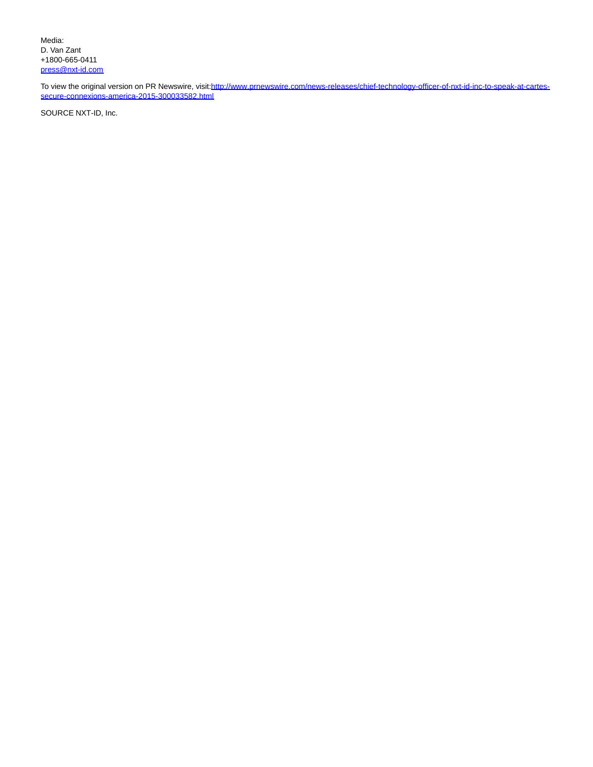Media:
D. Van Zant
+1800-665-0411
[press@nxt-id.com](mailto:press@nxt-id.com)

To view the original version on PR Newswire, visit:[http://www.prnewswire.com/news-releases/chief-technology-officer-of-nxt-id-inc-to-speak-at-cartes-secure-connexions-america-2015-300033582.html](http://www.prnewswire.com/news-releases/chief-technology-officer-of-nxt-id-inc-to-speak-at-cartes-secure-connexions-america-2015-300033582.html)

SOURCE NXT-ID, Inc.